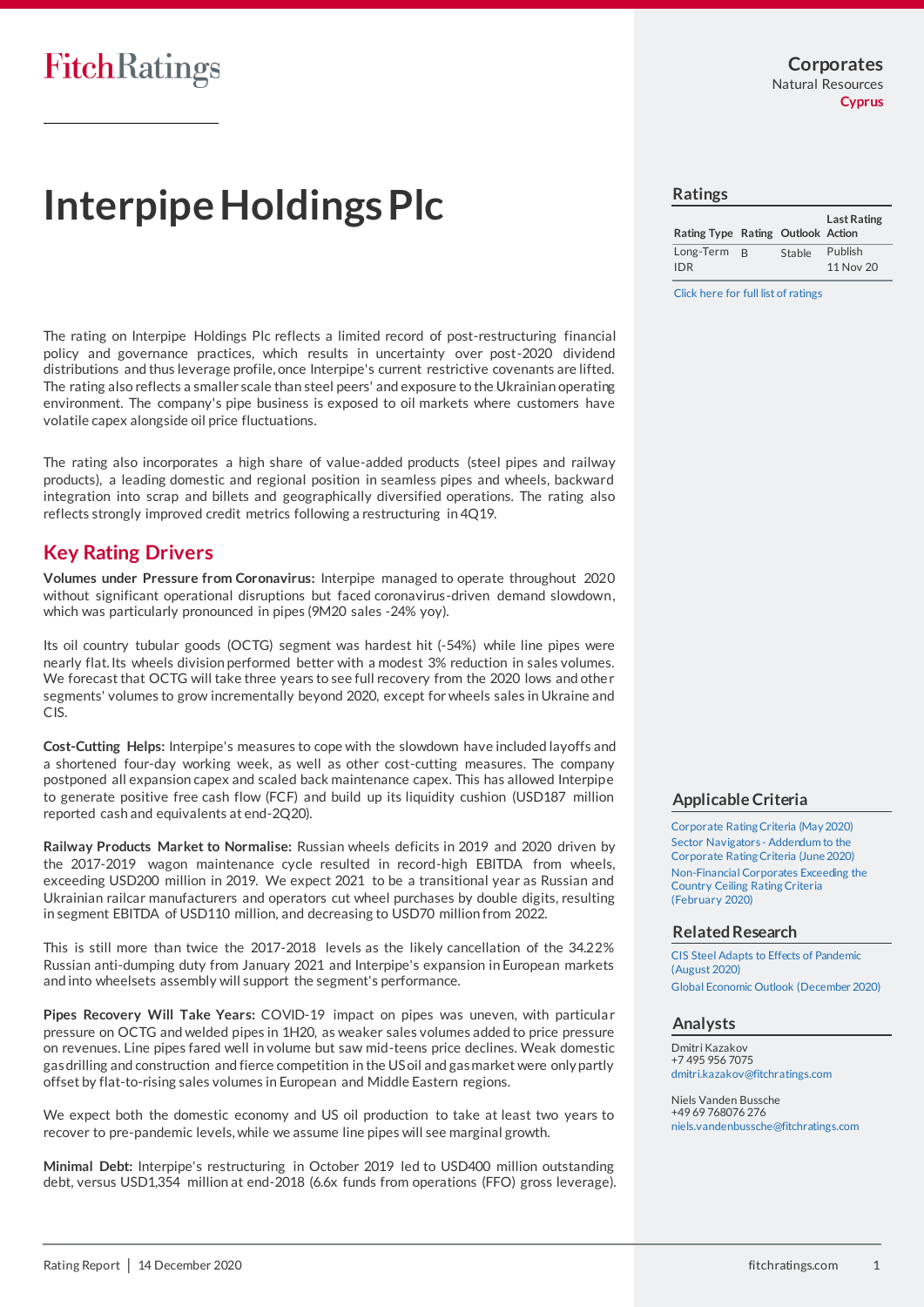Fitch Ratings

**Corporates**
Natural Resources
**Cyprus**

# Interpipe Holdings Plc

## Ratings

| Rating Type | Rating | Outlook | Last Rating Action |
|---|---|---|---|
| Long-Term IDR | B | Stable | Publish 11 Nov 20 |

Click here for full list of ratings

The rating on Interpipe Holdings Plc reflects a limited record of post-restructuring financial policy and governance practices, which results in uncertainty over post-2020 dividend distributions and thus leverage profile, once Interpipe's current restrictive covenants are lifted. The rating also reflects a smaller scale than steel peers' and exposure to the Ukrainian operating environment. The company's pipe business is exposed to oil markets where customers have volatile capex alongside oil price fluctuations.

The rating also incorporates a high share of value-added products (steel pipes and railway products), a leading domestic and regional position in seamless pipes and wheels, backward integration into scrap and billets and geographically diversified operations. The rating also reflects strongly improved credit metrics following a restructuring in 4Q19.

## Key Rating Drivers

**Volumes under Pressure from Coronavirus:** Interpipe managed to operate throughout 2020 without significant operational disruptions but faced coronavirus-driven demand slowdown, which was particularly pronounced in pipes (9M20 sales -24% yoy).

Its oil country tubular goods (OCTG) segment was hardest hit (-54%) while line pipes were nearly flat. Its wheels division performed better with a modest 3% reduction in sales volumes. We forecast that OCTG will take three years to see full recovery from the 2020 lows and other segments' volumes to grow incrementally beyond 2020, except for wheels sales in Ukraine and CIS.

**Cost-Cutting Helps:** Interpipe's measures to cope with the slowdown have included layoffs and a shortened four-day working week, as well as other cost-cutting measures. The company postponed all expansion capex and scaled back maintenance capex. This has allowed Interpipe to generate positive free cash flow (FCF) and build up its liquidity cushion (USD187 million reported cash and equivalents at end-2Q20).

**Railway Products Market to Normalise:** Russian wheels deficits in 2019 and 2020 driven by the 2017-2019 wagon maintenance cycle resulted in record-high EBITDA from wheels, exceeding USD200 million in 2019. We expect 2021 to be a transitional year as Russian and Ukrainian railcar manufacturers and operators cut wheel purchases by double digits, resulting in segment EBITDA of USD110 million, and decreasing to USD70 million from 2022.

This is still more than twice the 2017-2018 levels as the likely cancellation of the 34.22% Russian anti-dumping duty from January 2021 and Interpipe's expansion in European markets and into wheelsets assembly will support the segment's performance.

**Pipes Recovery Will Take Years:** COVID-19 impact on pipes was uneven, with particular pressure on OCTG and welded pipes in 1H20, as weaker sales volumes added to price pressure on revenues. Line pipes fared well in volume but saw mid-teens price declines. Weak domestic gas drilling and construction and fierce competition in the US oil and gas market were only partly offset by flat-to-rising sales volumes in European and Middle Eastern regions.

We expect both the domestic economy and US oil production to take at least two years to recover to pre-pandemic levels, while we assume line pipes will see marginal growth.

**Minimal Debt:** Interpipe's restructuring in October 2019 led to USD400 million outstanding debt, versus USD1,354 million at end-2018 (6.6x funds from operations (FFO) gross leverage).

## Applicable Criteria

Corporate Rating Criteria (May 2020)
Sector Navigators - Addendum to the Corporate Rating Criteria (June 2020)
Non-Financial Corporates Exceeding the Country Ceiling Rating Criteria (February 2020)

## Related Research

CIS Steel Adapts to Effects of Pandemic (August 2020)
Global Economic Outlook (December 2020)

## Analysts

Dmitri Kazakov
+7 495 956 7075
dmitri.kazakov@fitchratings.com

Niels Vanden Bussche
+49 69 768076 276
niels.vandenbussche@fitchratings.com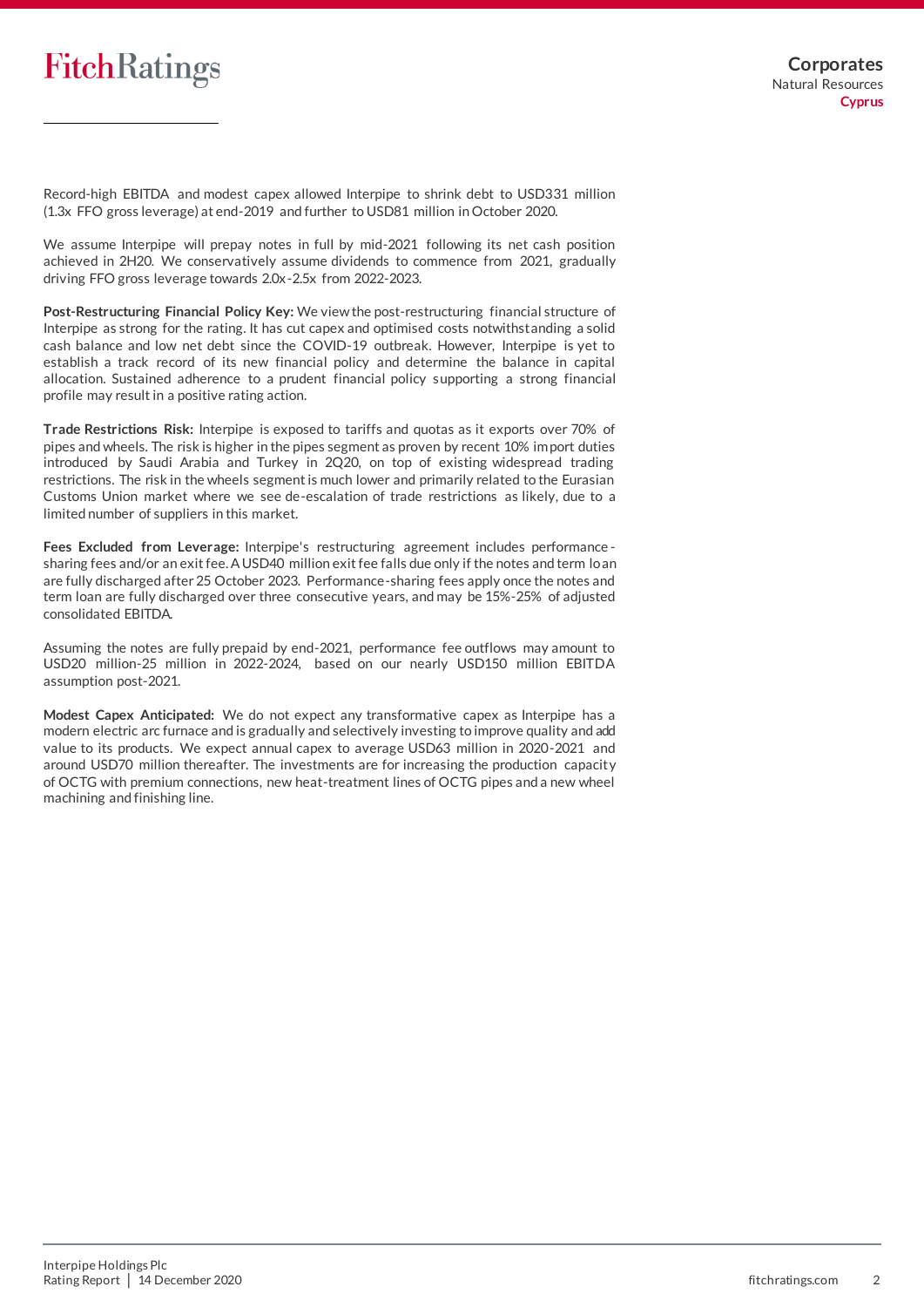Record-high EBITDA and modest capex allowed Interpipe to shrink debt to USD331 million (1.3x FFO gross leverage) at end-2019 and further to USD81 million in October 2020.

We assume Interpipe will prepay notes in full by mid-2021 following its net cash position achieved in 2H20. We conservatively assume dividends to commence from 2021, gradually driving FFO gross leverage towards 2.0x-2.5x from 2022-2023.

**Post-Restructuring Financial Policy Key:** We view the post-restructuring financial structure of Interpipe as strong for the rating. It has cut capex and optimised costs notwithstanding a solid cash balance and low net debt since the COVID-19 outbreak. However, Interpipe is yet to establish a track record of its new financial policy and determine the balance in capital allocation. Sustained adherence to a prudent financial policy supporting a strong financial profile may result in a positive rating action.

**Trade Restrictions Risk:** Interpipe is exposed to tariffs and quotas as it exports over 70% of pipes and wheels. The risk is higher in the pipes segment as proven by recent 10% import duties introduced by Saudi Arabia and Turkey in 2Q20, on top of existing widespread trading restrictions. The risk in the wheels segment is much lower and primarily related to the Eurasian Customs Union market where we see de-escalation of trade restrictions as likely, due to a limited number of suppliers in this market.

**Fees Excluded from Leverage:** Interpipe's restructuring agreement includes performance-sharing fees and/or an exit fee. A USD40 million exit fee falls due only if the notes and term loan are fully discharged after 25 October 2023. Performance-sharing fees apply once the notes and term loan are fully discharged over three consecutive years, and may be 15%-25% of adjusted consolidated EBITDA.

Assuming the notes are fully prepaid by end-2021, performance fee outflows may amount to USD20 million-25 million in 2022-2024, based on our nearly USD150 million EBITDA assumption post-2021.

**Modest Capex Anticipated:** We do not expect any transformative capex as Interpipe has a modern electric arc furnace and is gradually and selectively investing to improve quality and add value to its products. We expect annual capex to average USD63 million in 2020-2021 and around USD70 million thereafter. The investments are for increasing the production capacity of OCTG with premium connections, new heat-treatment lines of OCTG pipes and a new wheel machining and finishing line.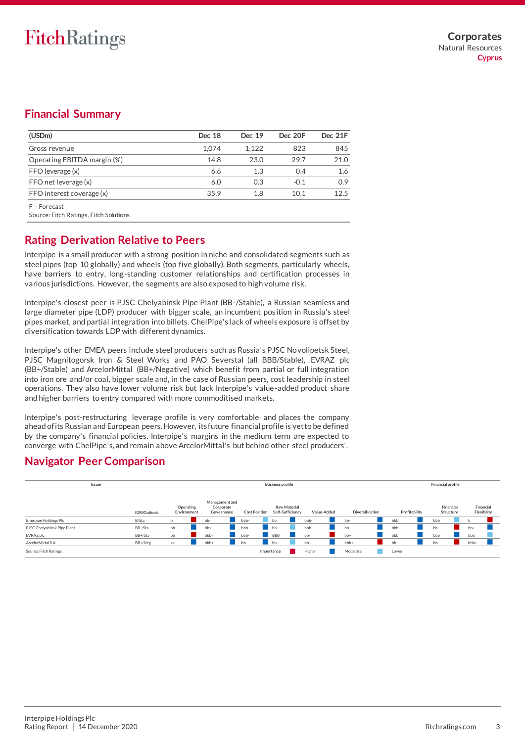## Financial Summary

| (USDm) | Dec 18 | Dec 19 | Dec 20F | Dec 21F |
|---|---|---|---|---|
| Gross revenue | 1,074 | 1,122 | 823 | 845 |
| Operating EBITDA margin (%) | 14.8 | 23.0 | 29.7 | 21.0 |
| FFO leverage (x) | 6.6 | 1.3 | 0.4 | 1.6 |
| FFO net leverage (x) | 6.0 | 0.3 | -0.1 | 0.9 |
| FFO interest coverage (x) | 35.9 | 1.8 | 10.1 | 12.5 |

F – Forecast
Source: Fitch Ratings, Fitch Solutions

## Rating Derivation Relative to Peers

Interpipe is a small producer with a strong position in niche and consolidated segments such as steel pipes (top 10 globally) and wheels (top five globally). Both segments, particularly wheels, have barriers to entry, long-standing customer relationships and certification processes in various jurisdictions. However, the segments are also exposed to high volume risk.

Interpipe's closest peer is PJSC Chelyabinsk Pipe Plant (BB-/Stable), a Russian seamless and large diameter pipe (LDP) producer with bigger scale, an incumbent position in Russia's steel pipes market, and partial integration into billets. ChelPipe's lack of wheels exposure is offset by diversification towards LDP with different dynamics.

Interpipe's other EMEA peers include steel producers such as Russia's PJSC Novolipetsk Steel, PJSC Magnitogorsk Iron & Steel Works and PAO Severstal (all BBB/Stable), EVRAZ plc (BB+/Stable) and ArcelorMittal (BB+/Negative) which benefit from partial or full integration into iron ore and/or coal, bigger scale and, in the case of Russian peers, cost leadership in steel operations. They also have lower volume risk but lack Interpipe's value-added product share and higher barriers to entry compared with more commoditised markets.

Interpipe's post-restructuring leverage profile is very comfortable and places the company ahead of its Russian and European peers. However, its future financial profile is yet to be defined by the company's financial policies. Interpipe's margins in the medium term are expected to converge with ChelPipe's, and remain above ArcelorMittal's but behind other steel producers'.

## Navigator Peer Comparison

| Issuer | | Business profile | | | | | | | Financial profile | |
|---|---|---|---|---|---|---|---|---|---|---|
| | IDR/Outlook | Operating Environment | Management and Corporate Governance | Cost Position | Raw Material Self-Sufficiency | Value-Added | Diversification | Profitability | Financial Structure | Financial Flexibility |
| Interpipe Holdings Plc | B/Sta | b | bb- | bbb- | bb | bbb- | bb- | bbb | bbb | b |
| PJSC Chelyabinsk Pipe Plant | BB-/Sta | bb- | bb+ | bbb- | bb | bbb | bb- | bbb- | bb- | bb+ |
| EVRAZ plc | BB+/Sta | bb | bbb- | bbb- | BBB | bb- | bb+ | bbb | bbb | bbb |
| ArcelorMittal S.A. | BB+/Neg | aa- | bbb+ | bb | bb | bb+ | bbb+ | bb | bb- | bbb+ |

Importance: Higher / Moderate / Lower

Source: Fitch Ratings.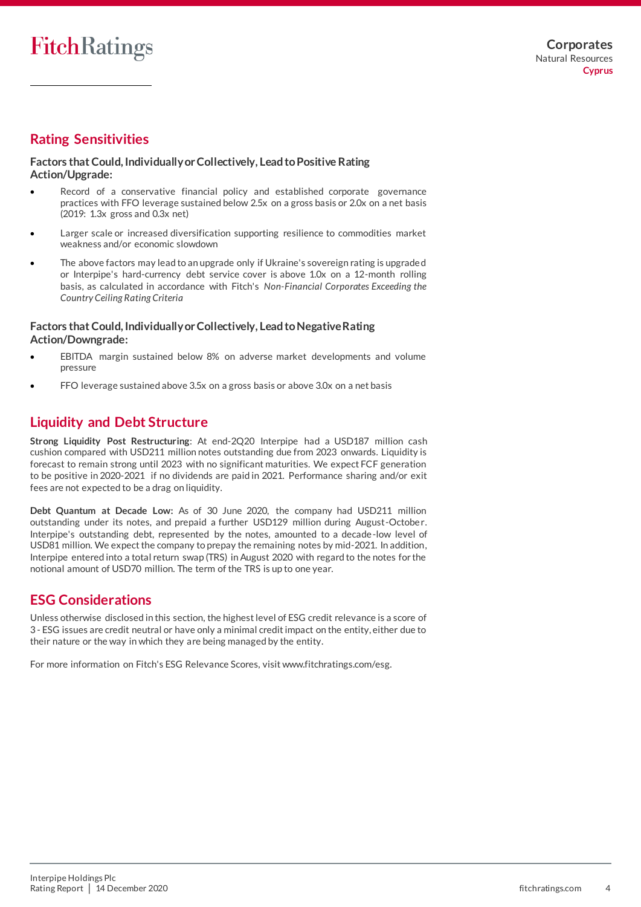## Rating Sensitivities

### Factors that Could, Individually or Collectively, Lead to Positive Rating Action/Upgrade:

- Record of a conservative financial policy and established corporate governance practices with FFO leverage sustained below 2.5x on a gross basis or 2.0x on a net basis (2019: 1.3x gross and 0.3x net)
- Larger scale or increased diversification supporting resilience to commodities market weakness and/or economic slowdown
- The above factors may lead to an upgrade only if Ukraine's sovereign rating is upgraded or Interpipe's hard-currency debt service cover is above 1.0x on a 12-month rolling basis, as calculated in accordance with Fitch's *Non-Financial Corporates Exceeding the Country Ceiling Rating Criteria*

### Factors that Could, Individually or Collectively, Lead to Negative Rating Action/Downgrade:

- EBITDA margin sustained below 8% on adverse market developments and volume pressure
- FFO leverage sustained above 3.5x on a gross basis or above 3.0x on a net basis

## Liquidity and Debt Structure

**Strong Liquidity Post Restructuring**: At end-2Q20 Interpipe had a USD187 million cash cushion compared with USD211 million notes outstanding due from 2023 onwards. Liquidity is forecast to remain strong until 2023 with no significant maturities. We expect FCF generation to be positive in 2020-2021 if no dividends are paid in 2021. Performance sharing and/or exit fees are not expected to be a drag on liquidity.

**Debt Quantum at Decade Low:** As of 30 June 2020, the company had USD211 million outstanding under its notes, and prepaid a further USD129 million during August-October. Interpipe's outstanding debt, represented by the notes, amounted to a decade-low level of USD81 million. We expect the company to prepay the remaining notes by mid-2021. In addition, Interpipe entered into a total return swap (TRS) in August 2020 with regard to the notes for the notional amount of USD70 million. The term of the TRS is up to one year.

## ESG Considerations

Unless otherwise disclosed in this section, the highest level of ESG credit relevance is a score of 3 - ESG issues are credit neutral or have only a minimal credit impact on the entity, either due to their nature or the way in which they are being managed by the entity.

For more information on Fitch's ESG Relevance Scores, visit www.fitchratings.com/esg.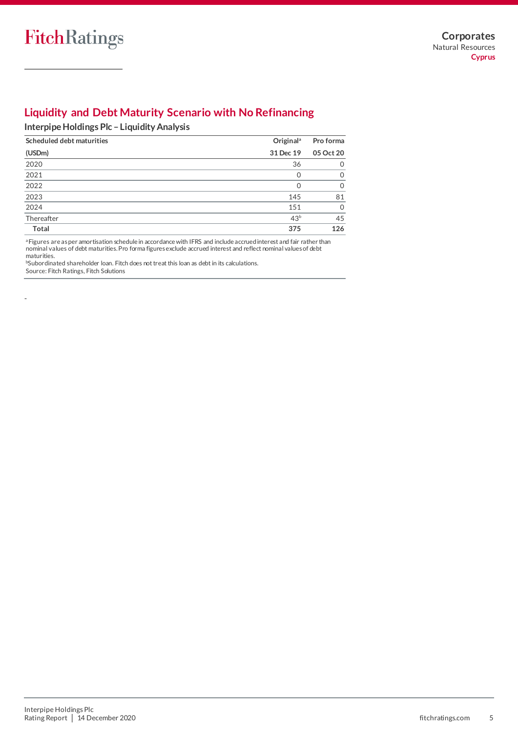## Liquidity and Debt Maturity Scenario with No Refinancing

### Interpipe Holdings Plc – Liquidity Analysis

| Scheduled debt maturities | Original[a] | Pro forma |
|---|---|---|
| (USDm) | 31 Dec 19 | 05 Oct 20 |
| 2020 | 36 | 0 |
| 2021 | 0 | 0 |
| 2022 | 0 | 0 |
| 2023 | 145 | 81 |
| 2024 | 151 | 0 |
| Thereafter | 43[b] | 45 |
| **Total** | **375** | **126** |

[a] Figures are as per amortisation schedule in accordance with IFRS and include accrued interest and fair rather than nominal values of debt maturities. Pro forma figures exclude accrued interest and reflect nominal values of debt maturities.
[b] Subordinated shareholder loan. Fitch does not treat this loan as debt in its calculations.
Source: Fitch Ratings, Fitch Solutions

-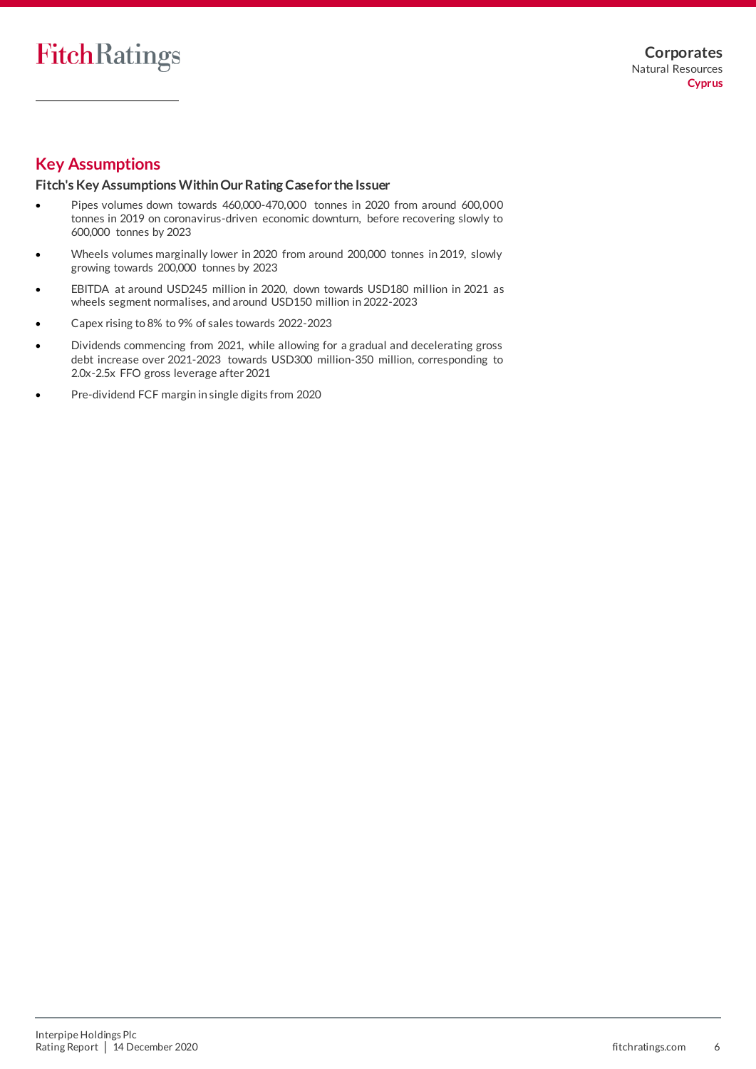## Key Assumptions

### Fitch's Key Assumptions Within Our Rating Case for the Issuer

- Pipes volumes down towards 460,000-470,000 tonnes in 2020 from around 600,000 tonnes in 2019 on coronavirus-driven economic downturn, before recovering slowly to 600,000 tonnes by 2023
- Wheels volumes marginally lower in 2020 from around 200,000 tonnes in 2019, slowly growing towards 200,000 tonnes by 2023
- EBITDA at around USD245 million in 2020, down towards USD180 million in 2021 as wheels segment normalises, and around USD150 million in 2022-2023
- Capex rising to 8% to 9% of sales towards 2022-2023
- Dividends commencing from 2021, while allowing for a gradual and decelerating gross debt increase over 2021-2023 towards USD300 million-350 million, corresponding to 2.0x-2.5x FFO gross leverage after 2021
- Pre-dividend FCF margin in single digits from 2020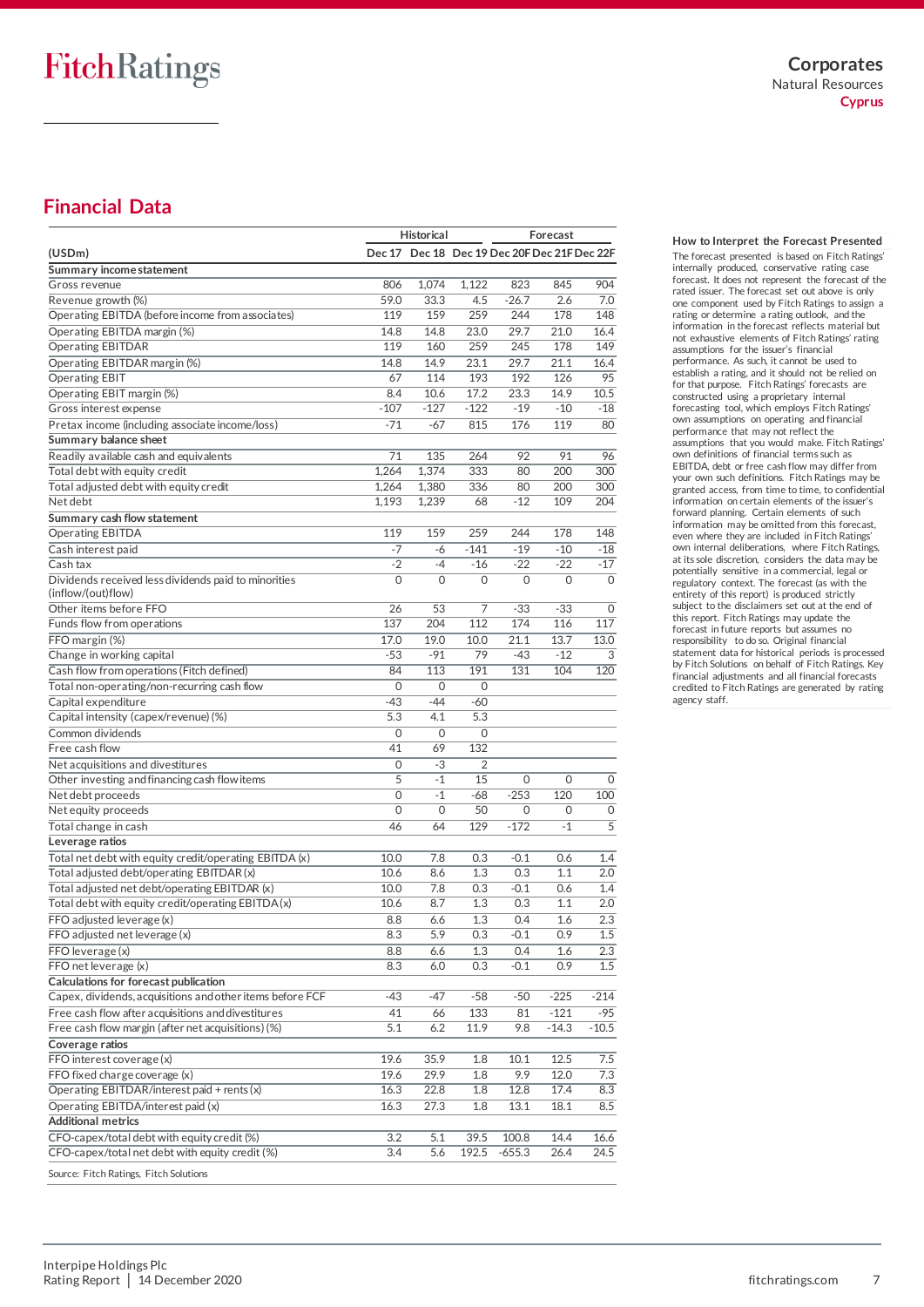## Financial Data

| (USDm) | Historical | | | Forecast | | |
|---|---|---|---|---|---|---|
| | Dec 17 | Dec 18 | Dec 19 | Dec 20F | Dec 21F | Dec 22F |
| **Summary income statement** | | | | | | |
| Gross revenue | 806 | 1,074 | 1,122 | 823 | 845 | 904 |
| Revenue growth (%) | 59.0 | 33.3 | 4.5 | -26.7 | 2.6 | 7.0 |
| Operating EBITDA (before income from associates) | 119 | 159 | 259 | 244 | 178 | 148 |
| Operating EBITDA margin (%) | 14.8 | 14.8 | 23.0 | 29.7 | 21.0 | 16.4 |
| Operating EBITDAR | 119 | 160 | 259 | 245 | 178 | 149 |
| Operating EBITDAR margin (%) | 14.8 | 14.9 | 23.1 | 29.7 | 21.1 | 16.4 |
| Operating EBIT | 67 | 114 | 193 | 192 | 126 | 95 |
| Operating EBIT margin (%) | 8.4 | 10.6 | 17.2 | 23.3 | 14.9 | 10.5 |
| Gross interest expense | -107 | -127 | -122 | -19 | -10 | -18 |
| Pretax income (including associate income/loss) | -71 | -67 | 815 | 176 | 119 | 80 |
| **Summary balance sheet** | | | | | | |
| Readily available cash and equivalents | 71 | 135 | 264 | 92 | 91 | 96 |
| Total debt with equity credit | 1,264 | 1,374 | 333 | 80 | 200 | 300 |
| Total adjusted debt with equity credit | 1,264 | 1,380 | 336 | 80 | 200 | 300 |
| Net debt | 1,193 | 1,239 | 68 | -12 | 109 | 204 |
| **Summary cash flow statement** | | | | | | |
| Operating EBITDA | 119 | 159 | 259 | 244 | 178 | 148 |
| Cash interest paid | -7 | -6 | -141 | -19 | -10 | -18 |
| Cash tax | -2 | -4 | -16 | -22 | -22 | -17 |
| Dividends received less dividends paid to minorities (inflow/(out)flow) | 0 | 0 | 0 | 0 | 0 | 0 |
| Other items before FFO | 26 | 53 | 7 | -33 | -33 | 0 |
| Funds flow from operations | 137 | 204 | 112 | 174 | 116 | 117 |
| FFO margin (%) | 17.0 | 19.0 | 10.0 | 21.1 | 13.7 | 13.0 |
| Change in working capital | -53 | -91 | 79 | -43 | -12 | 3 |
| Cash flow from operations (Fitch defined) | 84 | 113 | 191 | 131 | 104 | 120 |
| Total non-operating/non-recurring cash flow | 0 | 0 | 0 | | | |
| Capital expenditure | -43 | -44 | -60 | | | |
| Capital intensity (capex/revenue) (%) | 5.3 | 4.1 | 5.3 | | | |
| Common dividends | 0 | 0 | 0 | | | |
| Free cash flow | 41 | 69 | 132 | | | |
| Net acquisitions and divestitures | 0 | -3 | 2 | | | |
| Other investing and financing cash flow items | 5 | -1 | 15 | 0 | 0 | 0 |
| Net debt proceeds | 0 | -1 | -68 | -253 | 120 | 100 |
| Net equity proceeds | 0 | 0 | 50 | 0 | 0 | 0 |
| Total change in cash | 46 | 64 | 129 | -172 | -1 | 5 |
| **Leverage ratios** | | | | | | |
| Total net debt with equity credit/operating EBITDA (x) | 10.0 | 7.8 | 0.3 | -0.1 | 0.6 | 1.4 |
| Total adjusted debt/operating EBITDAR (x) | 10.6 | 8.6 | 1.3 | 0.3 | 1.1 | 2.0 |
| Total adjusted net debt/operating EBITDAR (x) | 10.0 | 7.8 | 0.3 | -0.1 | 0.6 | 1.4 |
| Total debt with equity credit/operating EBITDA (x) | 10.6 | 8.7 | 1.3 | 0.3 | 1.1 | 2.0 |
| FFO adjusted leverage (x) | 8.8 | 6.6 | 1.3 | 0.4 | 1.6 | 2.3 |
| FFO adjusted net leverage (x) | 8.3 | 5.9 | 0.3 | -0.1 | 0.9 | 1.5 |
| FFO leverage (x) | 8.8 | 6.6 | 1.3 | 0.4 | 1.6 | 2.3 |
| FFO net leverage (x) | 8.3 | 6.0 | 0.3 | -0.1 | 0.9 | 1.5 |
| **Calculations for forecast publication** | | | | | | |
| Capex, dividends, acquisitions and other items before FCF | -43 | -47 | -58 | -50 | -225 | -214 |
| Free cash flow after acquisitions and divestitures | 41 | 66 | 133 | 81 | -121 | -95 |
| Free cash flow margin (after net acquisitions) (%) | 5.1 | 6.2 | 11.9 | 9.8 | -14.3 | -10.5 |
| **Coverage ratios** | | | | | | |
| FFO interest coverage (x) | 19.6 | 35.9 | 1.8 | 10.1 | 12.5 | 7.5 |
| FFO fixed charge coverage (x) | 19.6 | 29.9 | 1.8 | 9.9 | 12.0 | 7.3 |
| Operating EBITDAR/interest paid + rents (x) | 16.3 | 22.8 | 1.8 | 12.8 | 17.4 | 8.3 |
| Operating EBITDA/interest paid (x) | 16.3 | 27.3 | 1.8 | 13.1 | 18.1 | 8.5 |
| **Additional metrics** | | | | | | |
| CFO-capex/total debt with equity credit (%) | 3.2 | 5.1 | 39.5 | 100.8 | 14.4 | 16.6 |
| CFO-capex/total net debt with equity credit (%) | 3.4 | 5.6 | 192.5 | -655.3 | 26.4 | 24.5 |

Source: Fitch Ratings, Fitch Solutions

**How to Interpret the Forecast Presented**

The forecast presented is based on Fitch Ratings' internally produced, conservative rating case forecast. It does not represent the forecast of the rated issuer. The forecast set out above is only one component used by Fitch Ratings to assign a rating or determine a rating outlook, and the information in the forecast reflects material but not exhaustive elements of Fitch Ratings' rating assumptions for the issuer's financial performance. As such, it cannot be used to establish a rating, and it should not be relied on for that purpose. Fitch Ratings' forecasts are constructed using a proprietary internal forecasting tool, which employs Fitch Ratings' own assumptions on operating and financial performance that may not reflect the assumptions that you would make. Fitch Ratings' own definitions of financial terms such as EBITDA, debt or free cash flow may differ from your own such definitions. Fitch Ratings may be granted access, from time to time, to confidential information on certain elements of the issuer's forward planning. Certain elements of such information may be omitted from this forecast, even where they are included in Fitch Ratings' own internal deliberations, where Fitch Ratings, at its sole discretion, considers the data may be potentially sensitive in a commercial, legal or regulatory context. The forecast (as with the entirety of this report) is produced strictly subject to the disclaimers set out at the end of this report. Fitch Ratings may update the forecast in future reports but assumes no responsibility to do so. Original financial statement data for historical periods is processed by Fitch Solutions on behalf of Fitch Ratings. Key financial adjustments and all financial forecasts credited to Fitch Ratings are generated by rating agency staff.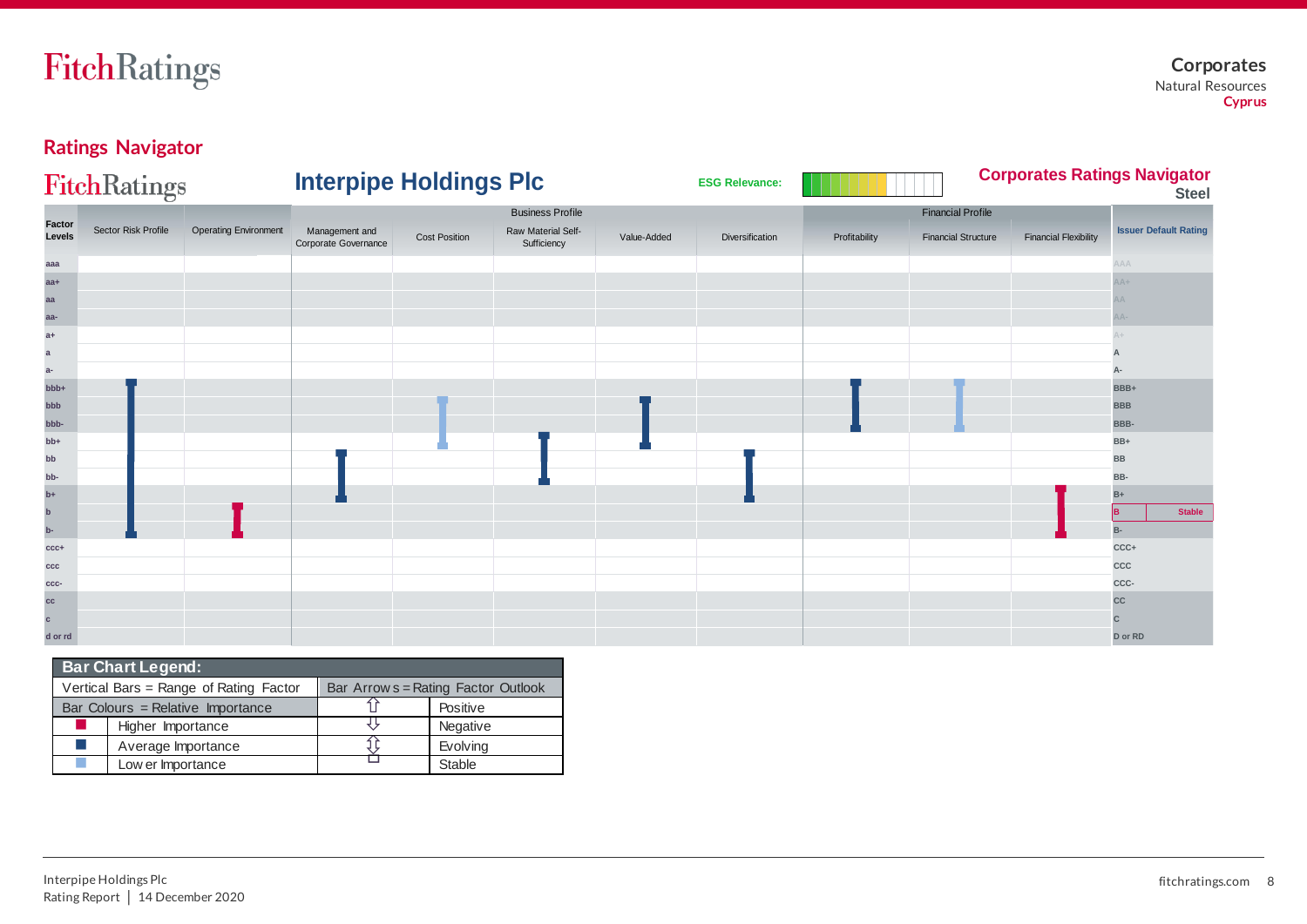## Ratings Navigator

**Interpipe Holdings Plc**

ESG Relevance:

**Corporates Ratings Navigator**
**Steel**

| Factor Levels | Sector Risk Profile | Operating Environment | Business Profile: Management and Corporate Governance | Business Profile: Cost Position | Business Profile: Raw Material Self-Sufficiency | Business Profile: Value-Added | Business Profile: Diversification | Financial Profile: Profitability | Financial Profile: Financial Structure | Financial Profile: Financial Flexibility | Issuer Default Rating |
|---|---|---|---|---|---|---|---|---|---|---|---|
| aaa | | | | | | | | | | | AAA |
| aa+ | | | | | | | | | | | AA+ |
| aa | | | | | | | | | | | AA |
| aa- | | | | | | | | | | | AA- |
| a+ | | | | | | | | | | | A+ |
| a | | | | | | | | | | | A |
| a- | | | | | | | | | | | A- |
| bbb+ | | | | | | | | | | | BBB+ |
| bbb | | | | | | | | | | | BBB |
| bbb- | | | | | | | | | | | BBB- |
| bb+ | | | | | | | | | | | BB+ |
| bb | | | | | | | | | | | BB |
| bb- | | | | | | | | | | | BB- |
| b+ | | | | | | | | | | | B+ |
| b | | | | | | | | | | | B Stable |
| b- | | | | | | | | | | | B- |
| ccc+ | | | | | | | | | | | CCC+ |
| ccc | | | | | | | | | | | CCC |
| ccc- | | | | | | | | | | | CCC- |
| cc | | | | | | | | | | | CC |
| c | | | | | | | | | | | C |
| d or rd | | | | | | | | | | | D or RD |

| Bar Chart Legend: | | | |
|---|---|---|---|
| Vertical Bars = Range of Rating Factor | | Bar Arrows = Rating Factor Outlook | |
| Bar Colours = Relative Importance | | ⇧ | Positive |
| ■ | Higher Importance | ⇩ | Negative |
| ■ | Average Importance | ⇳ | Evolving |
| ■ | Lower Importance | ☐ | Stable |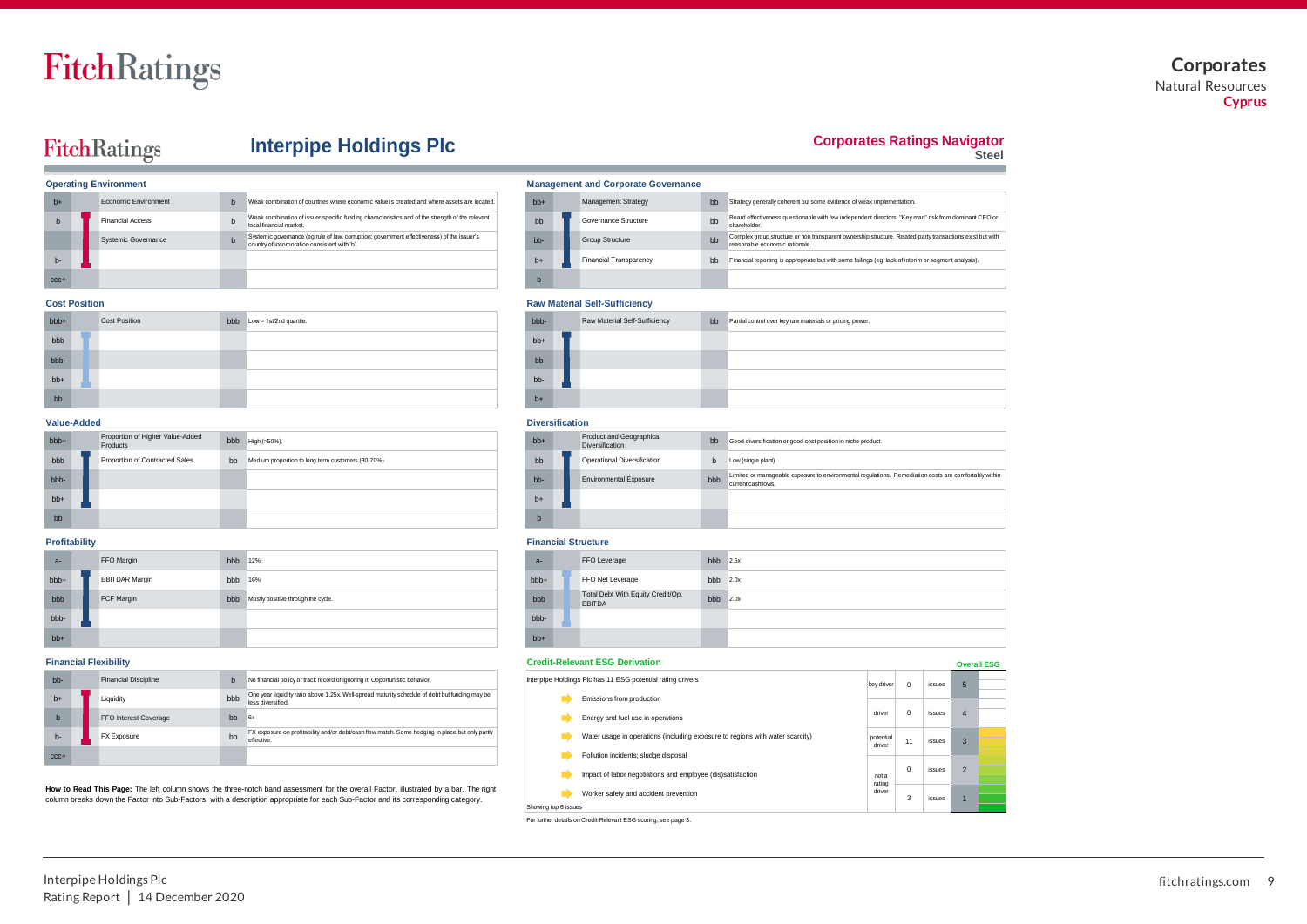# Interpipe Holdings Plc

**Corporates Ratings Navigator**
**Steel**

### Operating Environment

| Scale | Sub-Factor | Assessment | Description |
|---|---|---|---|
| b+ | Economic Environment | b | Weak combination of countries where economic value is created and where assets are located. |
| b | Financial Access | b | Weak combination of issuer specific funding characteristics and of the strength of the relevant local financial market. |
| | Systemic Governance | b | Systemic governance (eg rule of law, corruption; government effectiveness) of the issuer's country of incorporation consistent with 'b'. |
| b- | | | |
| ccc+ | | | |

### Management and Corporate Governance

| Scale | Sub-Factor | Assessment | Description |
|---|---|---|---|
| bb+ | Management Strategy | bb | Strategy generally coherent but some evidence of weak implementation. |
| bb | Governance Structure | bb | Board effectiveness questionable with few independent directors. "Key man" risk from dominant CEO or shareholder. |
| bb- | Group Structure | bb | Complex group structure or non transparent ownership structure. Related-party transactions exist but with reasonable economic rationale. |
| b+ | Financial Transparency | bb | Financial reporting is appropriate but with some failings (eg, lack of interim or segment analysis). |
| b | | | |

### Cost Position

| Scale | Sub-Factor | Assessment | Description |
|---|---|---|---|
| bbb+ | Cost Position | bbb | Low – 1st/2nd quartile. |
| bbb | | | |
| bbb- | | | |
| bb+ | | | |
| bb | | | |

### Raw Material Self-Sufficiency

| Scale | Sub-Factor | Assessment | Description |
|---|---|---|---|
| bbb- | Raw Material Self-Sufficiency | bb | Partial control over key raw materials or pricing power. |
| bb+ | | | |
| bb | | | |
| bb- | | | |
| b+ | | | |

### Value-Added

| Scale | Sub-Factor | Assessment | Description |
|---|---|---|---|
| bbb+ | Proportion of Higher Value-Added Products | bbb | High (>50%). |
| bbb | Proportion of Contracted Sales | bb | Medium proportion to long term customers (30-70%) |
| bbb- | | | |
| bb+ | | | |
| bb | | | |

### Diversification

| Scale | Sub-Factor | Assessment | Description |
|---|---|---|---|
| bb+ | Product and Geographical Diversification | bb | Good diversification or good cost position in niche product. |
| bb | Operational Diversification | b | Low (single plant) |
| bb- | Environmental Exposure | bbb | Limited or manageable exposure to environmental regulations. Remediation costs are comfortably within current cashflows. |
| b+ | | | |
| b | | | |

### Profitability

| Scale | Sub-Factor | Assessment | Description |
|---|---|---|---|
| a- | FFO Margin | bbb | 12% |
| bbb+ | EBITDAR Margin | bbb | 16% |
| bbb | FCF Margin | bbb | Mostly positive through the cycle. |
| bbb- | | | |
| bb+ | | | |

### Financial Structure

| Scale | Sub-Factor | Assessment | Description |
|---|---|---|---|
| a- | FFO Leverage | bbb | 2.5x |
| bbb+ | FFO Net Leverage | bbb | 2.0x |
| bbb | Total Debt With Equity Credit/Op. EBITDA | bbb | 2.0x |
| bbb- | | | |
| bb+ | | | |

### Financial Flexibility

| Scale | Sub-Factor | Assessment | Description |
|---|---|---|---|
| bb- | Financial Discipline | b | No financial policy or track record of ignoring it. Opportunistic behavior. |
| b+ | Liquidity | bbb | One year liquidity ratio above 1.25x. Well-spread maturity schedule of debt but funding may be less diversified. |
| b | FFO Interest Coverage | bb | 6x |
| b- | FX Exposure | bb | FX exposure on profitability and/or debt/cash flow match. Some hedging in place but only partly effective. |
| ccc+ | | | |

**How to Read This Page:** The left column shows the three-notch band assessment for the overall Factor, illustrated by a bar. The right column breaks down the Factor into Sub-Factors, with a description appropriate for each Sub-Factor and its corresponding category.

### Credit-Relevant ESG Derivation

Interpipe Holdings Plc has 11 ESG potential rating drivers

- Emissions from production
- Energy and fuel use in operations
- Water usage in operations (including exposure to regions with water scarcity)
- Pollution incidents; sludge disposal
- Impact of labor negotiations and employee (dis)satisfaction
- Worker safety and accident prevention

Showing top 6 issues

| | | | Overall ESG |
|---|---|---|---|
| key driver | 0 | issues | 5 |
| driver | 0 | issues | 4 |
| potential driver | 11 | issues | 3 |
| not a rating driver | 0 | issues | 2 |
| | 3 | issues | 1 |

For further details on Credit-Relevant ESG scoring, see page 3.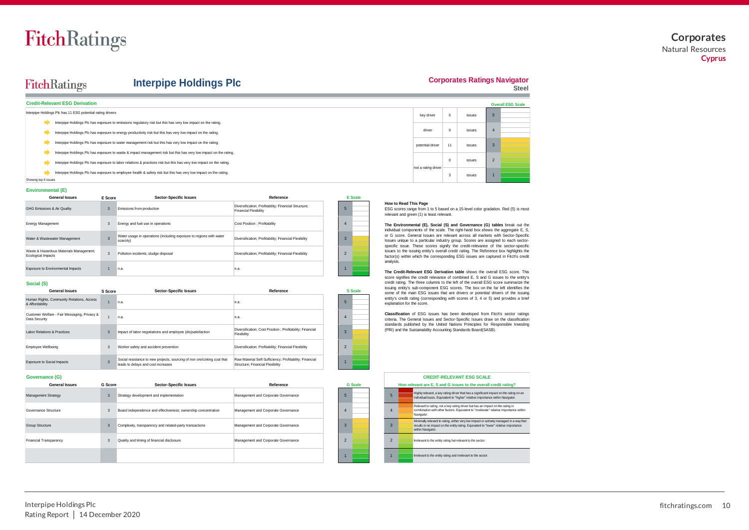# Interpipe Holdings Plc

**Corporates Ratings Navigator**
**Steel**

## Credit-Relevant ESG Derivation

Interpipe Holdings Plc has 11 ESG potential rating drivers

- Interpipe Holdings Plc has exposure to emissions regulatory risk but this has very low impact on the rating.
- Interpipe Holdings Plc has exposure to energy productivity risk but this has very low impact on the rating.
- Interpipe Holdings Plc has exposure to water management risk but this has very low impact on the rating.
- Interpipe Holdings Plc has exposure to waste & impact management risk but this has very low impact on the rating.
- Interpipe Holdings Plc has exposure to labor relations & practices risk but this has very low impact on the rating.
- Interpipe Holdings Plc has exposure to employee health & safety risk but this has very low impact on the rating.

Showing top 6 issues

| | | | Overall ESG Scale |
|---|---|---|---|
| key driver | 0 | issues | 5 |
| driver | 0 | issues | 4 |
| potential driver | 11 | issues | 3 |
| not a rating driver | 0 | issues | 2 |
| | 3 | issues | 1 |

### Environmental (E)

| General Issues | E Score | Sector-Specific Issues | Reference |
|---|---|---|---|
| GHG Emissions & Air Quality | 3 | Emissions from production | Diversification; Profitability; Financial Structure; Financial Flexibility |
| Energy Management | 3 | Energy and fuel use in operations | Cost Position ; Profitability |
| Water & Wastewater Management | 3 | Water usage in operations (including exposure to regions with water scarcity) | Diversification; Profitability; Financial Flexibility |
| Waste & Hazardous Materials Management; Ecological Impacts | 3 | Pollution incidents; sludge disposal | Diversification; Profitability; Financial Flexibility |
| Exposure to Environmental Impacts | 1 | n.a. | n.a. |

### Social (S)

| General Issues | S Score | Sector-Specific Issues | Reference |
|---|---|---|---|
| Human Rights, Community Relations, Access & Affordability | 1 | n.a. | n.a. |
| Customer Welfare - Fair Messaging, Privacy & Data Security | 1 | n.a. | n.a. |
| Labor Relations & Practices | 3 | Impact of labor negotiations and employee (dis)satisfaction | Diversification; Cost Position ; Profitability; Financial Flexibility |
| Employee Wellbeing | 3 | Worker safety and accident prevention | Diversification; Profitability; Financial Flexibility |
| Exposure to Social Impacts | 3 | Social resistance to new projects, sourcing of iron ore/coking coal that leads to delays and cost increases | Raw Material Self-Sufficiency; Profitability; Financial Structure; Financial Flexibility |

### Governance (G)

| General Issues | G Score | Sector-Specific Issues | Reference |
|---|---|---|---|
| Management Strategy | 3 | Strategy development and implementation | Management and Corporate Governance |
| Governance Structure | 3 | Board independence and effectiveness; ownership concentration | Management and Corporate Governance |
| Group Structure | 3 | Complexity, transparency and related-party transactions | Management and Corporate Governance |
| Financial Transparency | 3 | Quality and timing of financial disclosure | Management and Corporate Governance |

**How to Read This Page**

ESG scores range from 1 to 5 based on a 15-level color gradation. Red (5) is most relevant and green (1) is least relevant.

**The Environmental (E), Social (S) and Governance (G) tables** break out the individual components of the scale. The right-hand box shows the aggregate E, S, or G score. General Issues are relevant across all markets with Sector-Specific Issues unique to a particular industry group. Scores are assigned to each sector-specific issue. These scores signify the credit-relevance of the sector-specific issues to the issuing entity's overall credit rating. The Reference box highlights the factor(s) within which the corresponding ESG issues are captured in Fitch's credit analysis.

**The Credit-Relevant ESG Derivation table** shows the overall ESG score. This score signifies the credit relevance of combined E, S and G issues to the entity's credit rating. The three columns to the left of the overall ESG score summarize the issuing entity's sub-component ESG scores. The box on the far left identifies the some of the main ESG issues that are drivers or potential drivers of the issuing entity's credit rating (corresponding with scores of 3, 4 or 5) and provides a brief explanation for the score.

**Classification** of ESG issues has been developed from Fitch's sector ratings criteria. The General Issues and Sector-Specific Issues draw on the classification standards published by the United Nations Priniciples for Responsible Investing (PRI) and the Sustainability Accounting Standards Board(SASB).

**CREDIT-RELEVANT ESG SCALE**

**How relevant are E, S and G issues to the overall credit rating?**

| Score | Description |
|---|---|
| 5 | Highly relevant, a key rating driver that has a significant impact on the rating on an individual basis. Equivalent to "higher" relative importance within Navigator. |
| 4 | Relevant to rating, not a key rating driver but has an impact on the rating in combination with other factors. Equivalent to "moderate" relative importance within Navigator. |
| 3 | Minimally relevant to rating, either very low impact or actively managed in a way that results in no impact on the entity rating. Equivalent to "lower" relative importance within Navigator. |
| 2 | Irrelevant to the entity rating but relevant to the sector. |
| 1 | Irrelevant to the entity rating and irrelevant to the sector. |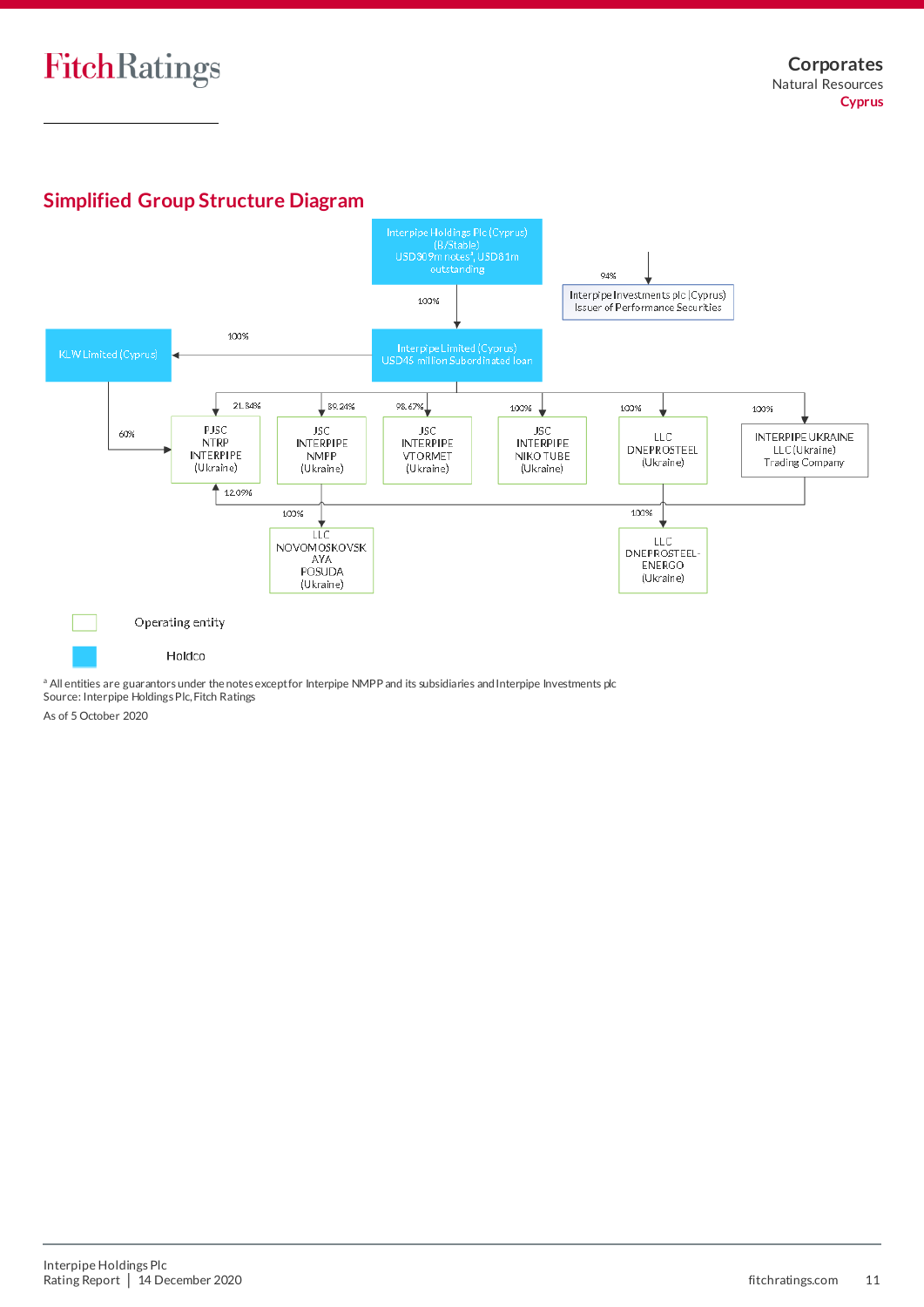## Simplified Group Structure Diagram

Interpipe Holdings Plc (Cyprus)
(B/Stable)
USD309m notes[a], USD81m outstanding

100% → Interpipe Limited (Cyprus)
USD45 million Subordinated loan

94% → Interpipe Investments plc (Cyprus)
Issuer of Performance Securities

Interpipe Limited (Cyprus):
- 100% → KLW Limited (Cyprus)
- 21.84% → PJSC NTRP INTERPIPE (Ukraine)
- 89.24% → JSC INTERPIPE NMPP (Ukraine)
- 98.67% → JSC INTERPIPE VTORMET (Ukraine)
- 100% → JSC INTERPIPE NIKO TUBE (Ukraine)
- 100% → LLC DNEPROSTEEL (Ukraine)
- 100% → INTERPIPE UKRAINE LLC (Ukraine) Trading Company

KLW Limited (Cyprus):
- 60% → PJSC NTRP INTERPIPE (Ukraine)

12.09% → PJSC NTRP INTERPIPE (Ukraine)

100% → LLC NOVOMOSKOVSKAYA POSUDA (Ukraine)

100% → LLC DNEPROSTEEL-ENERGO (Ukraine)

Legend:
- Operating entity
- Holdco

[a] All entities are guarantors under the notes except for Interpipe NMPP and its subsidiaries and Interpipe Investments plc
Source: Interpipe Holdings Plc, Fitch Ratings
As of 5 October 2020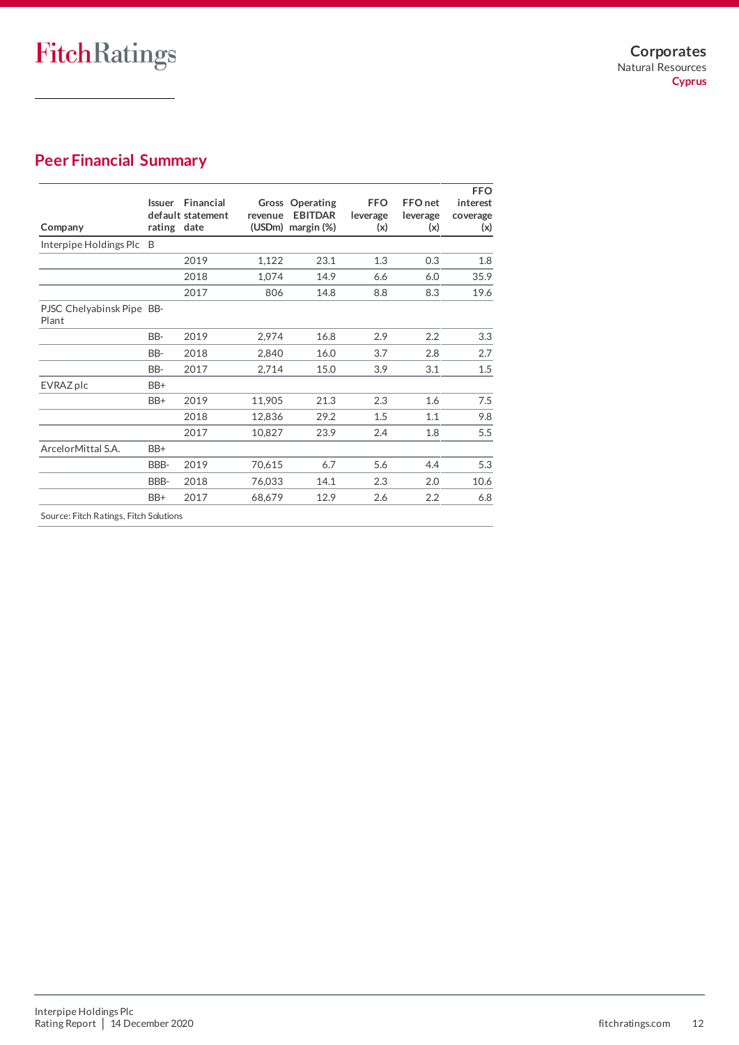## Peer Financial Summary

| Company | Issuer default rating | Financial statement date | Gross revenue (USDm) | Operating EBITDAR margin (%) | FFO leverage (x) | FFO net leverage (x) | FFO interest coverage (x) |
|---|---|---|---|---|---|---|---|
| Interpipe Holdings Plc | B | | | | | | |
| | | 2019 | 1,122 | 23.1 | 1.3 | 0.3 | 1.8 |
| | | 2018 | 1,074 | 14.9 | 6.6 | 6.0 | 35.9 |
| | | 2017 | 806 | 14.8 | 8.8 | 8.3 | 19.6 |
| PJSC Chelyabinsk Pipe Plant | BB- | | | | | | |
| | BB- | 2019 | 2,974 | 16.8 | 2.9 | 2.2 | 3.3 |
| | BB- | 2018 | 2,840 | 16.0 | 3.7 | 2.8 | 2.7 |
| | BB- | 2017 | 2,714 | 15.0 | 3.9 | 3.1 | 1.5 |
| EVRAZ plc | BB+ | | | | | | |
| | BB+ | 2019 | 11,905 | 21.3 | 2.3 | 1.6 | 7.5 |
| | | 2018 | 12,836 | 29.2 | 1.5 | 1.1 | 9.8 |
| | | 2017 | 10,827 | 23.9 | 2.4 | 1.8 | 5.5 |
| ArcelorMittal S.A. | BB+ | | | | | | |
| | BBB- | 2019 | 70,615 | 6.7 | 5.6 | 4.4 | 5.3 |
| | BBB- | 2018 | 76,033 | 14.1 | 2.3 | 2.0 | 10.6 |
| | BB+ | 2017 | 68,679 | 12.9 | 2.6 | 2.2 | 6.8 |

Source: Fitch Ratings, Fitch Solutions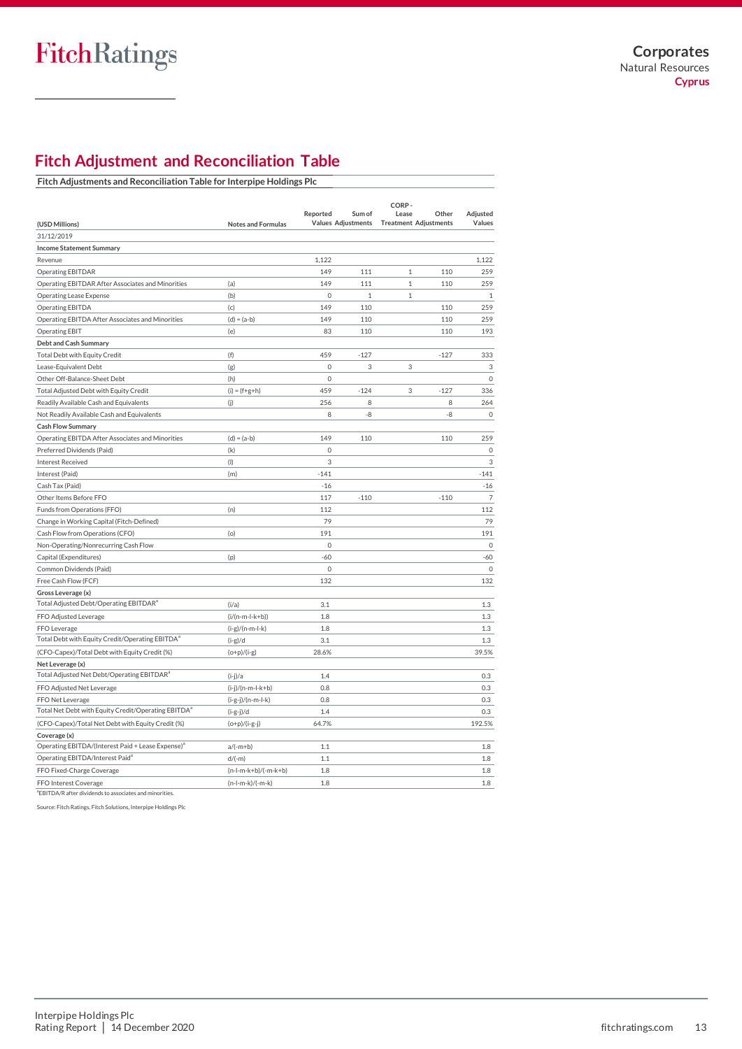## Fitch Adjustment and Reconciliation Table

**Fitch Adjustments and Reconciliation Table for Interpipe Holdings Plc**

| (USD Millions) | Notes and Formulas | Reported Values | Sum of Adjustments | CORP - Lease Treatment | Other Adjustments | Adjusted Values |
|---|---|---|---|---|---|---|
| 31/12/2019 | | | | | | |
| **Income Statement Summary** | | | | | | |
| Revenue | | 1,122 | | | | 1,122 |
| Operating EBITDAR | | 149 | 111 | 1 | 110 | 259 |
| Operating EBITDAR After Associates and Minorities | (a) | 149 | 111 | 1 | 110 | 259 |
| Operating Lease Expense | (b) | 0 | 1 | 1 | | 1 |
| Operating EBITDA | (c) | 149 | 110 | | 110 | 259 |
| Operating EBITDA After Associates and Minorities | (d) = (a-b) | 149 | 110 | | 110 | 259 |
| Operating EBIT | (e) | 83 | 110 | | 110 | 193 |
| **Debt and Cash Summary** | | | | | | |
| Total Debt with Equity Credit | (f) | 459 | -127 | | -127 | 333 |
| Lease-Equivalent Debt | (g) | 0 | 3 | 3 | | 3 |
| Other Off-Balance-Sheet Debt | (h) | 0 | | | | 0 |
| Total Adjusted Debt with Equity Credit | (i) = (f+g+h) | 459 | -124 | 3 | -127 | 336 |
| Readily Available Cash and Equivalents | (j) | 256 | 8 | | 8 | 264 |
| Not Readily Available Cash and Equivalents | | 8 | -8 | | -8 | 0 |
| **Cash Flow Summary** | | | | | | |
| Operating EBITDA After Associates and Minorities | (d) = (a-b) | 149 | 110 | | 110 | 259 |
| Preferred Dividends (Paid) | (k) | 0 | | | | 0 |
| Interest Received | (l) | 3 | | | | 3 |
| Interest (Paid) | (m) | -141 | | | | -141 |
| Cash Tax (Paid) | | -16 | | | | -16 |
| Other Items Before FFO | | 117 | -110 | | -110 | 7 |
| Funds from Operations (FFO) | (n) | 112 | | | | 112 |
| Change in Working Capital (Fitch-Defined) | | 79 | | | | 79 |
| Cash Flow from Operations (CFO) | (o) | 191 | | | | 191 |
| Non-Operating/Nonrecurring Cash Flow | | 0 | | | | 0 |
| Capital (Expenditures) | (p) | -60 | | | | -60 |
| Common Dividends (Paid) | | 0 | | | | 0 |
| Free Cash Flow (FCF) | | 132 | | | | 132 |
| **Gross Leverage (x)** | | | | | | |
| Total Adjusted Debt/Operating EBITDAR[a] | (i/a) | 3.1 | | | | 1.3 |
| FFO Adjusted Leverage | (i/(n-m-l-k+b)) | 1.8 | | | | 1.3 |
| FFO Leverage | (i-g)/(n-m-l-k) | 1.8 | | | | 1.3 |
| Total Debt with Equity Credit/Operating EBITDA[a] | (i-g)/d | 3.1 | | | | 1.3 |
| (CFO-Capex)/Total Debt with Equity Credit (%) | (o+p)/(i-g) | 28.6% | | | | 39.5% |
| **Net Leverage (x)** | | | | | | |
| Total Adjusted Net Debt/Operating EBITDAR[a] | (i-j)/a | 1.4 | | | | 0.3 |
| FFO Adjusted Net Leverage | (i-j)/(n-m-l-k+b) | 0.8 | | | | 0.3 |
| FFO Net Leverage | (i-g-j)/(n-m-l-k) | 0.8 | | | | 0.3 |
| Total Net Debt with Equity Credit/Operating EBITDA[a] | (i-g-j)/d | 1.4 | | | | 0.3 |
| (CFO-Capex)/Total Net Debt with Equity Credit (%) | (o+p)/(i-g-j) | 64.7% | | | | 192.5% |
| **Coverage (x)** | | | | | | |
| Operating EBITDA/(Interest Paid + Lease Expense)[a] | a/(-m+b) | 1.1 | | | | 1.8 |
| Operating EBITDA/Interest Paid[a] | d/(-m) | 1.1 | | | | 1.8 |
| FFO Fixed-Charge Coverage | (n-l-m-k+b)/(-m-k+b) | 1.8 | | | | 1.8 |
| FFO Interest Coverage | (n-l-m-k)/(-m-k) | 1.8 | | | | 1.8 |

[a]EBITDA/R after dividends to associates and minorities.

Source: Fitch Ratings, Fitch Solutions, Interpipe Holdings Plc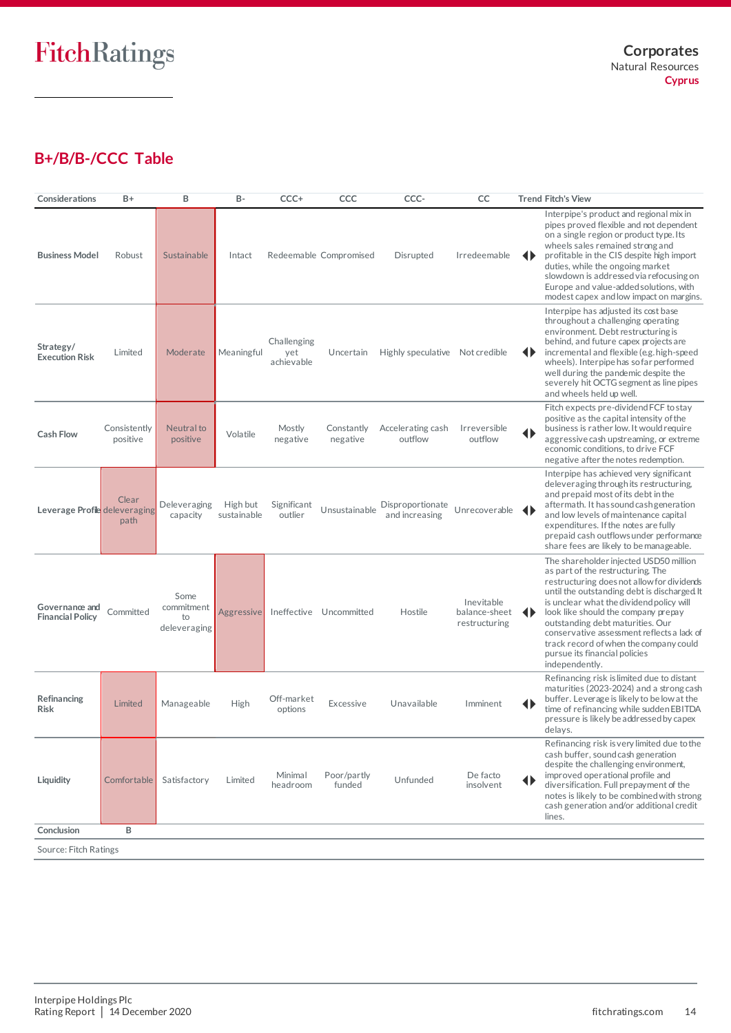## B+/B/B-/CCC Table

| Considerations | B+ | B | B- | CCC+ | CCC | CCC- | CC | Trend | Fitch's View |
|---|---|---|---|---|---|---|---|---|---|
| Business Model | Robust | Sustainable | Intact | Redeemable | Compromised | Disrupted | Irredeemable | ◀▶ | Interpipe's product and regional mix in pipes proved flexible and not dependent on a single region or product type. Its wheels sales remained strong and profitable in the CIS despite high import duties, while the ongoing market slowdown is addressed via refocusing on Europe and value-added solutions, with modest capex and low impact on margins. |
| Strategy/ Execution Risk | Limited | Moderate | Meaningful | Challenging yet achievable | Uncertain | Highly speculative | Not credible | ◀▶ | Interpipe has adjusted its cost base throughout a challenging operating environment. Debt restructuring is behind, and future capex projects are incremental and flexible (e.g. high-speed wheels). Interpipe has so far performed well during the pandemic despite the severely hit OCTG segment as line pipes and wheels held up well. |
| Cash Flow | Consistently positive | Neutral to positive | Volatile | Mostly negative | Constantly negative | Accelerating cash outflow | Irreversible outflow | ◀▶ | Fitch expects pre-dividend FCF to stay positive as the capital intensity of the business is rather low. It would require aggressive cash upstreaming, or extreme economic conditions, to drive FCF negative after the notes redemption. |
| Leverage Profile | Clear deleveraging path | Deleveraging capacity | High but sustainable | Significant outlier | Unsustainable | Disproportionate and increasing | Unrecoverable | ◀▶ | Interpipe has achieved very significant deleveraging through its restructuring, and prepaid most of its debt in the aftermath. It has sound cash generation and low levels of maintenance capital expenditures. If the notes are fully prepaid cash outflows under performance share fees are likely to be manageable. |
| Governance and Financial Policy | Committed | Some commitment to deleveraging | Aggressive | Ineffective | Uncommitted | Hostile | Inevitable balance-sheet restructuring | ◀▶ | The shareholder injected USD50 million as part of the restructuring. The restructuring does not allow for dividends until the outstanding debt is discharged. It is unclear what the dividend policy will look like should the company prepay outstanding debt maturities. Our conservative assessment reflects a lack of track record of when the company could pursue its financial policies independently. |
| Refinancing Risk | Limited | Manageable | High | Off-market options | Excessive | Unavailable | Imminent | ◀▶ | Refinancing risk is limited due to distant maturities (2023-2024) and a strong cash buffer. Leverage is likely to be low at the time of refinancing while sudden EBITDA pressure is likely be addressed by capex delays. |
| Liquidity | Comfortable | Satisfactory | Limited | Minimal headroom | Poor/partly funded | Unfunded | De facto insolvent | ◀▶ | Refinancing risk is very limited due to the cash buffer, sound cash generation despite the challenging environment, improved operational profile and diversification. Full prepayment of the notes is likely to be combined with strong cash generation and/or additional credit lines. |
| Conclusion | B | | | | | | | | |

Source: Fitch Ratings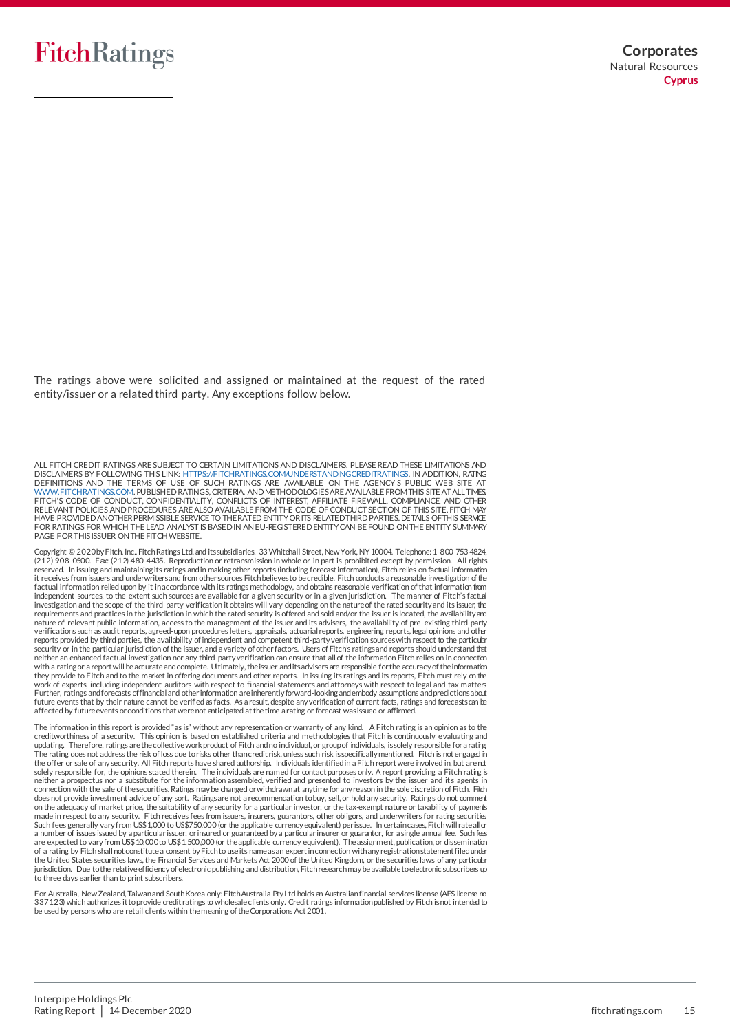The ratings above were solicited and assigned or maintained at the request of the rated entity/issuer or a related third party. Any exceptions follow below.

ALL FITCH CREDIT RATINGS ARE SUBJECT TO CERTAIN LIMITATIONS AND DISCLAIMERS. PLEASE READ THESE LIMITATIONS AND DISCLAIMERS BY FOLLOWING THIS LINK: HTTPS://FITCHRATINGS.COM/UNDERSTANDINGCREDITRATINGS. IN ADDITION, RATING DEFINITIONS AND THE TERMS OF USE OF SUCH RATINGS ARE AVAILABLE ON THE AGENCY'S PUBLIC WEB SITE AT WWW.FITCHRATINGS.COM. PUBLISHED RATINGS, CRITERIA, AND METHODOLOGIES ARE AVAILABLE FROM THIS SITE AT ALL TIMES. FITCH'S CODE OF CONDUCT, CONFIDENTIALITY, CONFLICTS OF INTEREST, AFFILIATE FIREWALL, COMPLIANCE, AND OTHER RELEVANT POLICIES AND PROCEDURES ARE ALSO AVAILABLE FROM THE CODE OF CONDUCT SECTION OF THIS SITE. FITCH MAY HAVE PROVIDED ANOTHER PERMISSIBLE SERVICE TO THE RATED ENTITY OR ITS RELATED THIRD PARTIES. DETAILS OF THIS SERVICE FOR RATINGS FOR WHICH THE LEAD ANALYST IS BASED IN AN EU-REGISTERED ENTITY CAN BE FOUND ON THE ENTITY SUMMARY PAGE FOR THIS ISSUER ON THE FITCH WEBSITE.

Copyright © 2020 by Fitch, Inc., Fitch Ratings Ltd. and its subsidiaries. 33 Whitehall Street, New York, NY 10004. Telephone: 1-800-753-4824, (212) 908-0500. Fax: (212) 480-4435. Reproduction or retransmission in whole or in part is prohibited except by permission. All rights reserved. In issuing and maintaining its ratings and in making other reports (including forecast information), Fitch relies on factual information it receives from issuers and underwriters and from other sources Fitch believes to be credible. Fitch conducts a reasonable investigation of the factual information relied upon by it in accordance with its ratings methodology, and obtains reasonable verification of that information from independent sources, to the extent such sources are available for a given security or in a given jurisdiction. The manner of Fitch's factual investigation and the scope of the third-party verification it obtains will vary depending on the nature of the rated security and its issuer, the requirements and practices in the jurisdiction in which the rated security is offered and sold and/or the issuer is located, the availability and nature of relevant public information, access to the management of the issuer and its advisers, the availability of pre-existing third-party verifications such as audit reports, agreed-upon procedures letters, appraisals, actuarial reports, engineering reports, legal opinions and other reports provided by third parties, the availability of independent and competent third-party verification sources with respect to the particular security or in the particular jurisdiction of the issuer, and a variety of other factors. Users of Fitch's ratings and reports should understand that neither an enhanced factual investigation nor any third-party verification can ensure that all of the information Fitch relies on in connection with a rating or a report will be accurate and complete. Ultimately, the issuer and its advisers are responsible for the accuracy of the information they provide to Fitch and to the market in offering documents and other reports. In issuing its ratings and its reports, Fitch must rely on the work of experts, including independent auditors with respect to financial statements and attorneys with respect to legal and tax matters. Further, ratings and forecasts of financial and other information are inherently forward-looking and embody assumptions and predictions about future events that by their nature cannot be verified as facts. As a result, despite any verification of current facts, ratings and forecasts can be affected by future events or conditions that were not anticipated at the time a rating or forecast was issued or affirmed.

The information in this report is provided "as is" without any representation or warranty of any kind. A Fitch rating is an opinion as to the creditworthiness of a security. This opinion is based on established criteria and methodologies that Fitch is continuously evaluating and updating. Therefore, ratings are the collective work product of Fitch and no individual, or group of individuals, is solely responsible for a rating. The rating does not address the risk of loss due to risks other than credit risk, unless such risk is specifically mentioned. Fitch is not engaged in the offer or sale of any security. All Fitch reports have shared authorship. Individuals identified in a Fitch report were involved in, but are not solely responsible for, the opinions stated therein. The individuals are named for contact purposes only. A report providing a Fitch rating is neither a prospectus nor a substitute for the information assembled, verified and presented to investors by the issuer and its agents in connection with the sale of the securities. Ratings may be changed or withdrawn at anytime for any reason in the sole discretion of Fitch. Fitch does not provide investment advice of any sort. Ratings are not a recommendation to buy, sell, or hold any security. Ratings do not comment on the adequacy of market price, the suitability of any security for a particular investor, or the tax-exempt nature or taxability of payments made in respect to any security. Fitch receives fees from issuers, insurers, guarantors, other obligors, and underwriters for rating securities. Such fees generally vary from US$1,000 to US$750,000 (or the applicable currency equivalent) per issue. In certain cases, Fitch will rate all or a number of issues issued by a particular issuer, or insured or guaranteed by a particular insurer or guarantor, for a single annual fee. Such fees are expected to vary from US$10,000 to US$1,500,000 (or the applicable currency equivalent). The assignment, publication, or dissemination of a rating by Fitch shall not constitute a consent by Fitch to use its name as an expert in connection with any registration statement filed under the United States securities laws, the Financial Services and Markets Act 2000 of the United Kingdom, or the securities laws of any particular jurisdiction. Due to the relative efficiency of electronic publishing and distribution, Fitch research may be available to electronic subscribers up to three days earlier than to print subscribers.

For Australia, New Zealand, Taiwan and South Korea only: Fitch Australia Pty Ltd holds an Australian financial services license (AFS license no. 337123) which authorizes it to provide credit ratings to wholesale clients only. Credit ratings information published by Fitch is not intended to be used by persons who are retail clients within the meaning of the Corporations Act 2001.